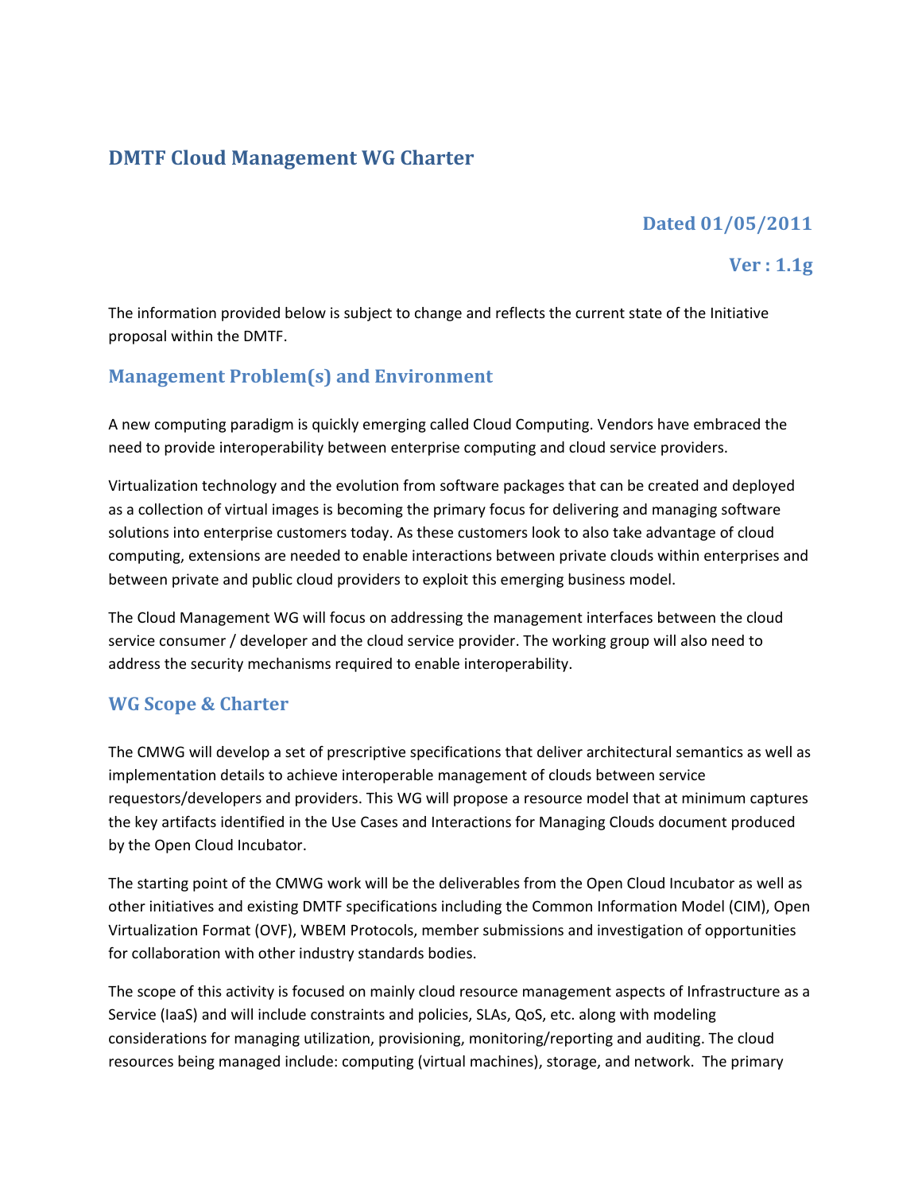# DMTF Cloud Management WG Charter

**Dated 01/05/2011**

**Ver : 1.1g**

The information provided below is subject to change and reflects the current state of the Initiative proposal within the DMTF.

## Management Problem(s) and Environment

A new computing paradigm is quickly emerging called Cloud Computing. Vendors have embraced the need to provide interoperability between enterprise computing and cloud service providers.

Virtualization technology and the evolution from software packages that can be created and deployed as a collection of virtual images is becoming the primary focus for delivering and managing software solutions into enterprise customers today. As these customers look to also take advantage of cloud computing, extensions are needed to enable interactions between private clouds within enterprises and between private and public cloud providers to exploit this emerging business model.

The Cloud Management WG will focus on addressing the management interfaces between the cloud service consumer / developer and the cloud service provider. The working group will also need to address the security mechanisms required to enable interoperability.

## WG Scope & Charter

The CMWG will develop a set of prescriptive specifications that deliver architectural semantics as well as implementation details to achieve interoperable management of clouds between service requestors/developers and providers. This WG will propose a resource model that at minimum captures the key artifacts identified in the Use Cases and Interactions for Managing Clouds document produced by the Open Cloud Incubator.

The starting point of the CMWG work will be the deliverables from the Open Cloud Incubator as well as other initiatives and existing DMTF specifications including the Common Information Model (CIM), Open Virtualization Format (OVF), WBEM Protocols, member submissions and investigation of opportunities for collaboration with other industry standards bodies.

The scope of this activity is focused on mainly cloud resource management aspects of Infrastructure as a Service (IaaS) and will include constraints and policies, SLAs, QoS, etc. along with modeling considerations for managing utilization, provisioning, monitoring/reporting and auditing. The cloud resources being managed include: computing (virtual machines), storage, and network. The primary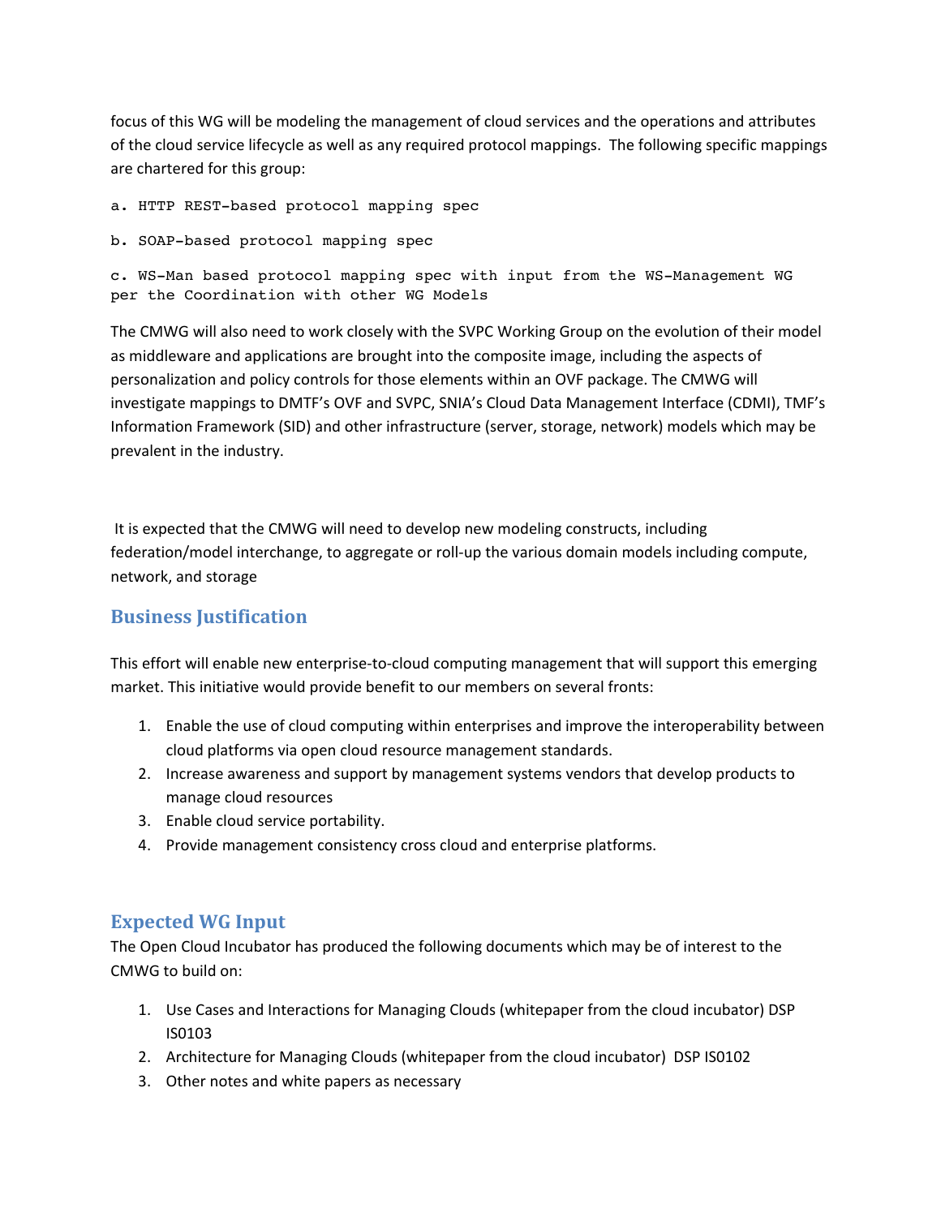focus of this WG will be modeling the management of cloud services and the operations and attributes of the cloud service lifecycle as well as any required protocol mappings. The following specific mappings are chartered for this group:

```
a. HTTP REST-based protocol mapping spec

b. SOAP-based protocol mapping spec

c. WS-Man based protocol mapping spec with input from the WS-Management WG
per the Coordination with other WG Models
```

The CMWG will also need to work closely with the SVPC Working Group on the evolution of their model as middleware and applications are brought into the composite image, including the aspects of personalization and policy controls for those elements within an OVF package. The CMWG will investigate mappings to DMTF's OVF and SVPC, SNIA's Cloud Data Management Interface (CDMI), TMF's Information Framework (SID) and other infrastructure (server, storage, network) models which may be prevalent in the industry.

It is expected that the CMWG will need to develop new modeling constructs, including federation/model interchange, to aggregate or roll-up the various domain models including compute, network, and storage

## Business Justification

This effort will enable new enterprise-to-cloud computing management that will support this emerging market. This initiative would provide benefit to our members on several fronts:

1. Enable the use of cloud computing within enterprises and improve the interoperability between cloud platforms via open cloud resource management standards.
2. Increase awareness and support by management systems vendors that develop products to manage cloud resources
3. Enable cloud service portability.
4. Provide management consistency cross cloud and enterprise platforms.

## Expected WG Input

The Open Cloud Incubator has produced the following documents which may be of interest to the CMWG to build on:

1. Use Cases and Interactions for Managing Clouds (whitepaper from the cloud incubator) DSP IS0103
2. Architecture for Managing Clouds (whitepaper from the cloud incubator) DSP IS0102
3. Other notes and white papers as necessary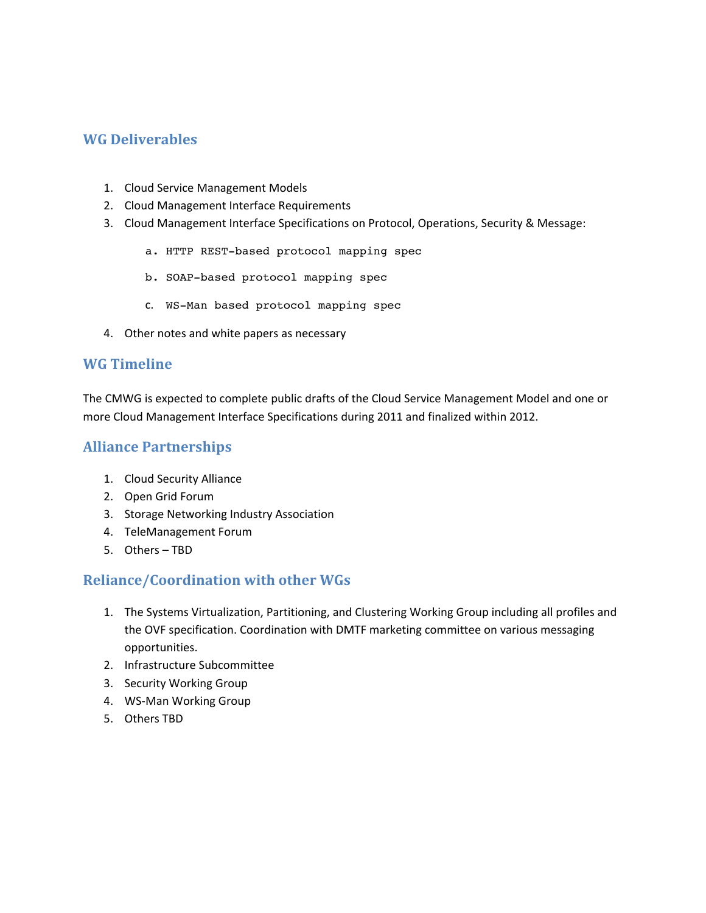## WG Deliverables

1. Cloud Service Management Models
2. Cloud Management Interface Requirements
3. Cloud Management Interface Specifications on Protocol, Operations, Security & Message:
   a. HTTP REST-based protocol mapping spec
   b. SOAP-based protocol mapping spec
   c. WS-Man based protocol mapping spec
4. Other notes and white papers as necessary

## WG Timeline

The CMWG is expected to complete public drafts of the Cloud Service Management Model and one or more Cloud Management Interface Specifications during 2011 and finalized within 2012.

## Alliance Partnerships

1. Cloud Security Alliance
2. Open Grid Forum
3. Storage Networking Industry Association
4. TeleManagement Forum
5. Others – TBD

## Reliance/Coordination with other WGs

1. The Systems Virtualization, Partitioning, and Clustering Working Group including all profiles and the OVF specification. Coordination with DMTF marketing committee on various messaging opportunities.
2. Infrastructure Subcommittee
3. Security Working Group
4. WS-Man Working Group
5. Others TBD